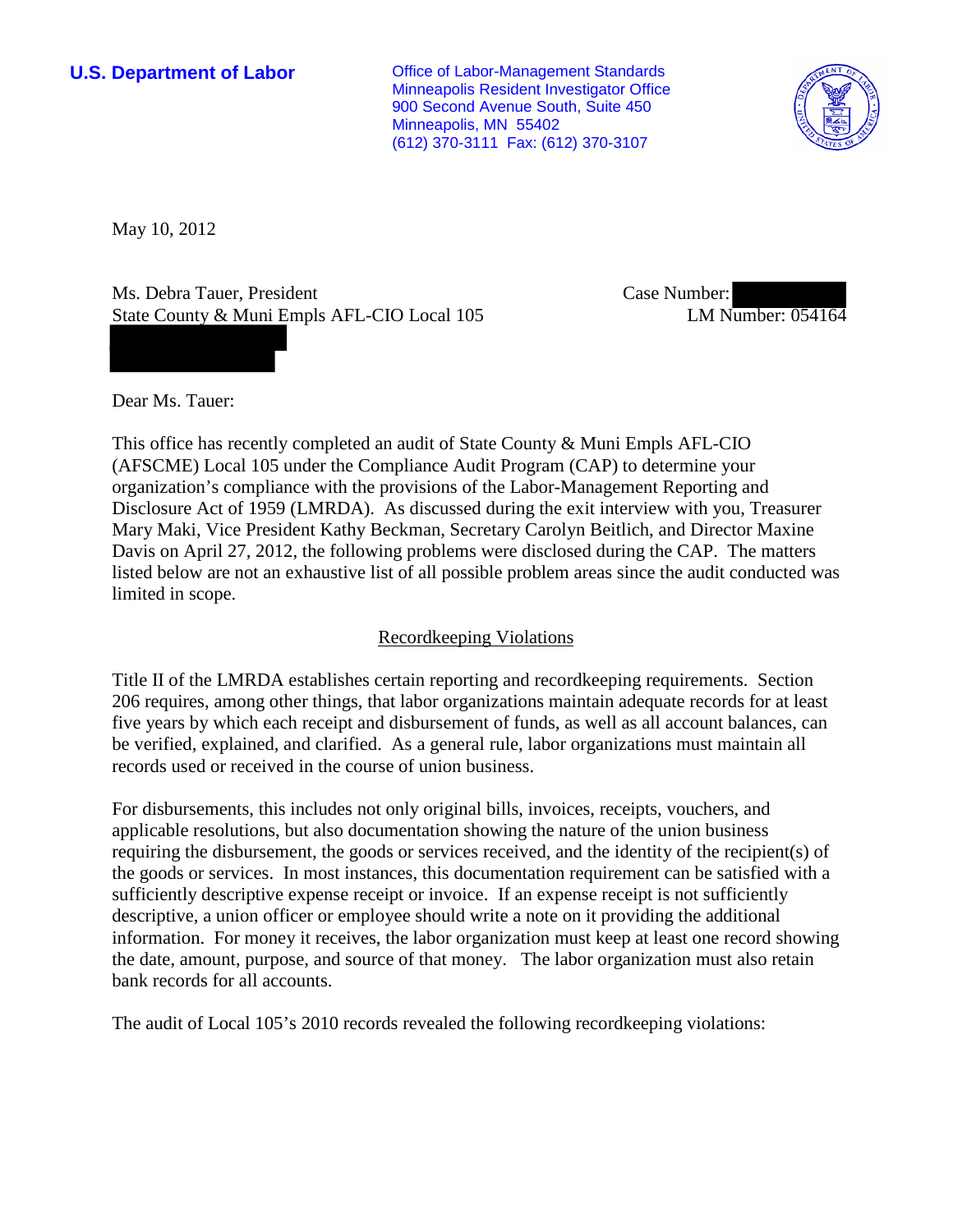**U.S. Department of Labor**

Office of Labor-Management Standards
Minneapolis Resident Investigator Office
900 Second Avenue South, Suite 450
Minneapolis, MN 55402
(612) 370-3111 Fax: (612) 370-3107

May 10, 2012

Ms. Debra Tauer, President
State County & Muni Empls AFL-CIO Local 105

Case Number:
LM Number: 054164

Dear Ms. Tauer:

This office has recently completed an audit of State County & Muni Empls AFL-CIO (AFSCME) Local 105 under the Compliance Audit Program (CAP) to determine your organization's compliance with the provisions of the Labor-Management Reporting and Disclosure Act of 1959 (LMRDA). As discussed during the exit interview with you, Treasurer Mary Maki, Vice President Kathy Beckman, Secretary Carolyn Beitlich, and Director Maxine Davis on April 27, 2012, the following problems were disclosed during the CAP. The matters listed below are not an exhaustive list of all possible problem areas since the audit conducted was limited in scope.

## Recordkeeping Violations

Title II of the LMRDA establishes certain reporting and recordkeeping requirements. Section 206 requires, among other things, that labor organizations maintain adequate records for at least five years by which each receipt and disbursement of funds, as well as all account balances, can be verified, explained, and clarified. As a general rule, labor organizations must maintain all records used or received in the course of union business.

For disbursements, this includes not only original bills, invoices, receipts, vouchers, and applicable resolutions, but also documentation showing the nature of the union business requiring the disbursement, the goods or services received, and the identity of the recipient(s) of the goods or services. In most instances, this documentation requirement can be satisfied with a sufficiently descriptive expense receipt or invoice. If an expense receipt is not sufficiently descriptive, a union officer or employee should write a note on it providing the additional information. For money it receives, the labor organization must keep at least one record showing the date, amount, purpose, and source of that money. The labor organization must also retain bank records for all accounts.

The audit of Local 105's 2010 records revealed the following recordkeeping violations: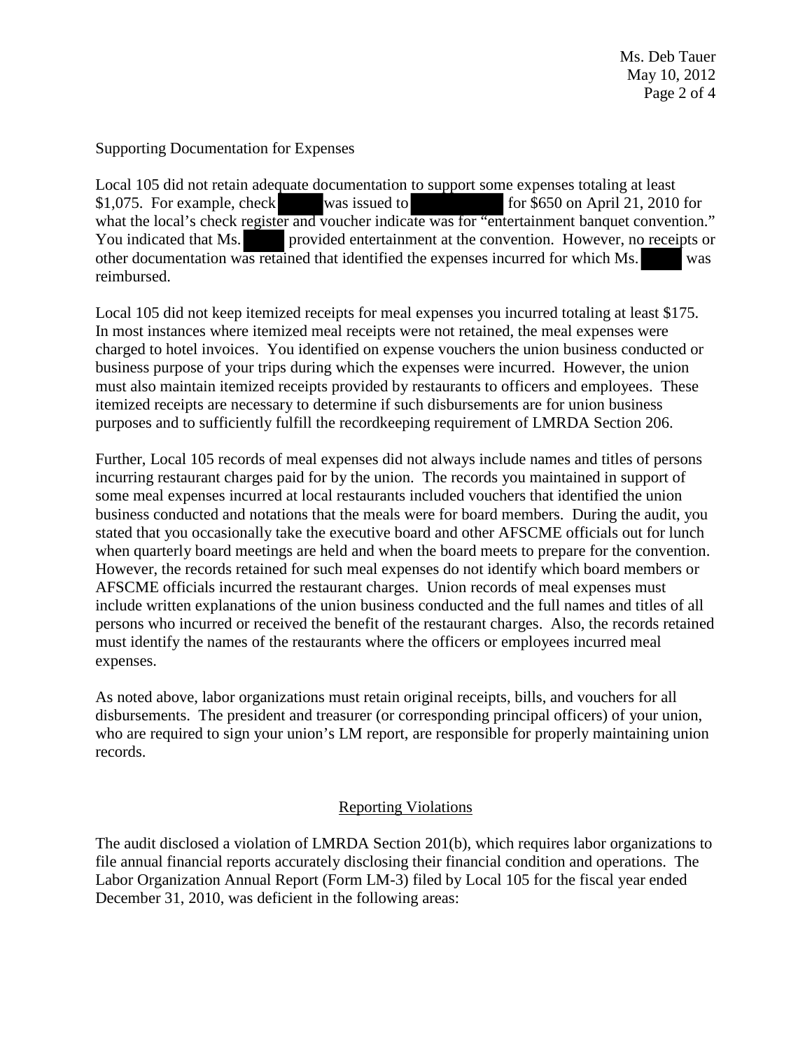Supporting Documentation for Expenses

Local 105 did not retain adequate documentation to support some expenses totaling at least $1,075. For example, check ████ was issued to ████████ for $650 on April 21, 2010 for what the local's check register and voucher indicate was for "entertainment banquet convention." You indicated that Ms. ████ provided entertainment at the convention. However, no receipts or other documentation was retained that identified the expenses incurred for which Ms. ████ was reimbursed.

Local 105 did not keep itemized receipts for meal expenses you incurred totaling at least $175. In most instances where itemized meal receipts were not retained, the meal expenses were charged to hotel invoices. You identified on expense vouchers the union business conducted or business purpose of your trips during which the expenses were incurred. However, the union must also maintain itemized receipts provided by restaurants to officers and employees. These itemized receipts are necessary to determine if such disbursements are for union business purposes and to sufficiently fulfill the recordkeeping requirement of LMRDA Section 206.

Further, Local 105 records of meal expenses did not always include names and titles of persons incurring restaurant charges paid for by the union. The records you maintained in support of some meal expenses incurred at local restaurants included vouchers that identified the union business conducted and notations that the meals were for board members. During the audit, you stated that you occasionally take the executive board and other AFSCME officials out for lunch when quarterly board meetings are held and when the board meets to prepare for the convention. However, the records retained for such meal expenses do not identify which board members or AFSCME officials incurred the restaurant charges. Union records of meal expenses must include written explanations of the union business conducted and the full names and titles of all persons who incurred or received the benefit of the restaurant charges. Also, the records retained must identify the names of the restaurants where the officers or employees incurred meal expenses.

As noted above, labor organizations must retain original receipts, bills, and vouchers for all disbursements. The president and treasurer (or corresponding principal officers) of your union, who are required to sign your union's LM report, are responsible for properly maintaining union records.

## Reporting Violations

The audit disclosed a violation of LMRDA Section 201(b), which requires labor organizations to file annual financial reports accurately disclosing their financial condition and operations. The Labor Organization Annual Report (Form LM-3) filed by Local 105 for the fiscal year ended December 31, 2010, was deficient in the following areas: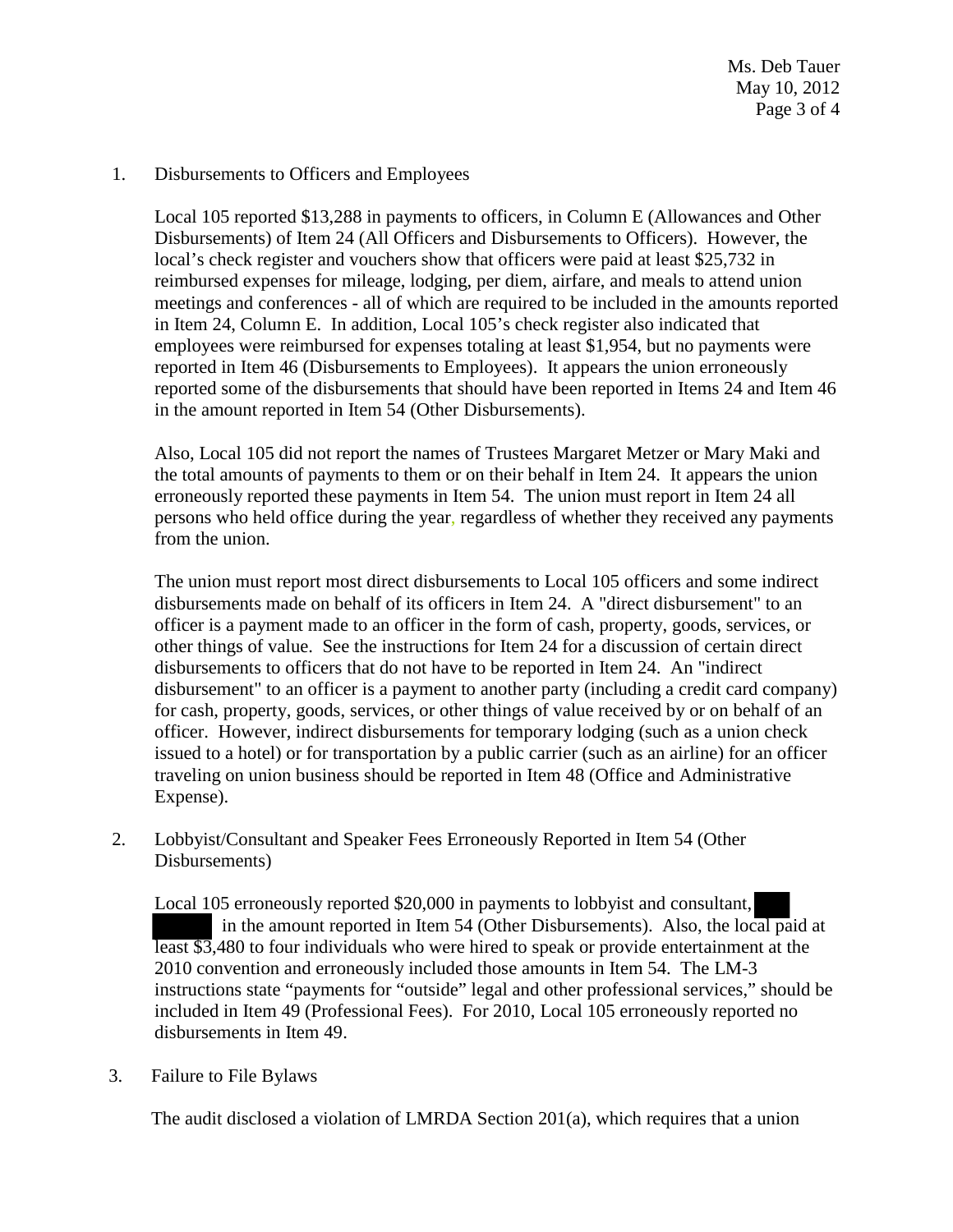1. Disbursements to Officers and Employees

   Local 105 reported $13,288 in payments to officers, in Column E (Allowances and Other Disbursements) of Item 24 (All Officers and Disbursements to Officers). However, the local's check register and vouchers show that officers were paid at least $25,732 in reimbursed expenses for mileage, lodging, per diem, airfare, and meals to attend union meetings and conferences - all of which are required to be included in the amounts reported in Item 24, Column E. In addition, Local 105's check register also indicated that employees were reimbursed for expenses totaling at least $1,954, but no payments were reported in Item 46 (Disbursements to Employees). It appears the union erroneously reported some of the disbursements that should have been reported in Items 24 and Item 46 in the amount reported in Item 54 (Other Disbursements).

   Also, Local 105 did not report the names of Trustees Margaret Metzer or Mary Maki and the total amounts of payments to them or on their behalf in Item 24. It appears the union erroneously reported these payments in Item 54. The union must report in Item 24 all persons who held office during the year, regardless of whether they received any payments from the union.

   The union must report most direct disbursements to Local 105 officers and some indirect disbursements made on behalf of its officers in Item 24. A "direct disbursement" to an officer is a payment made to an officer in the form of cash, property, goods, services, or other things of value. See the instructions for Item 24 for a discussion of certain direct disbursements to officers that do not have to be reported in Item 24. An "indirect disbursement" to an officer is a payment to another party (including a credit card company) for cash, property, goods, services, or other things of value received by or on behalf of an officer. However, indirect disbursements for temporary lodging (such as a union check issued to a hotel) or for transportation by a public carrier (such as an airline) for an officer traveling on union business should be reported in Item 48 (Office and Administrative Expense).

2. Lobbyist/Consultant and Speaker Fees Erroneously Reported in Item 54 (Other Disbursements)

   Local 105 erroneously reported $20,000 in payments to lobbyist and consultant, [REDACTED] in the amount reported in Item 54 (Other Disbursements). Also, the local paid at least $3,480 to four individuals who were hired to speak or provide entertainment at the 2010 convention and erroneously included those amounts in Item 54. The LM-3 instructions state "payments for "outside" legal and other professional services," should be included in Item 49 (Professional Fees). For 2010, Local 105 erroneously reported no disbursements in Item 49.

3. Failure to File Bylaws

   The audit disclosed a violation of LMRDA Section 201(a), which requires that a union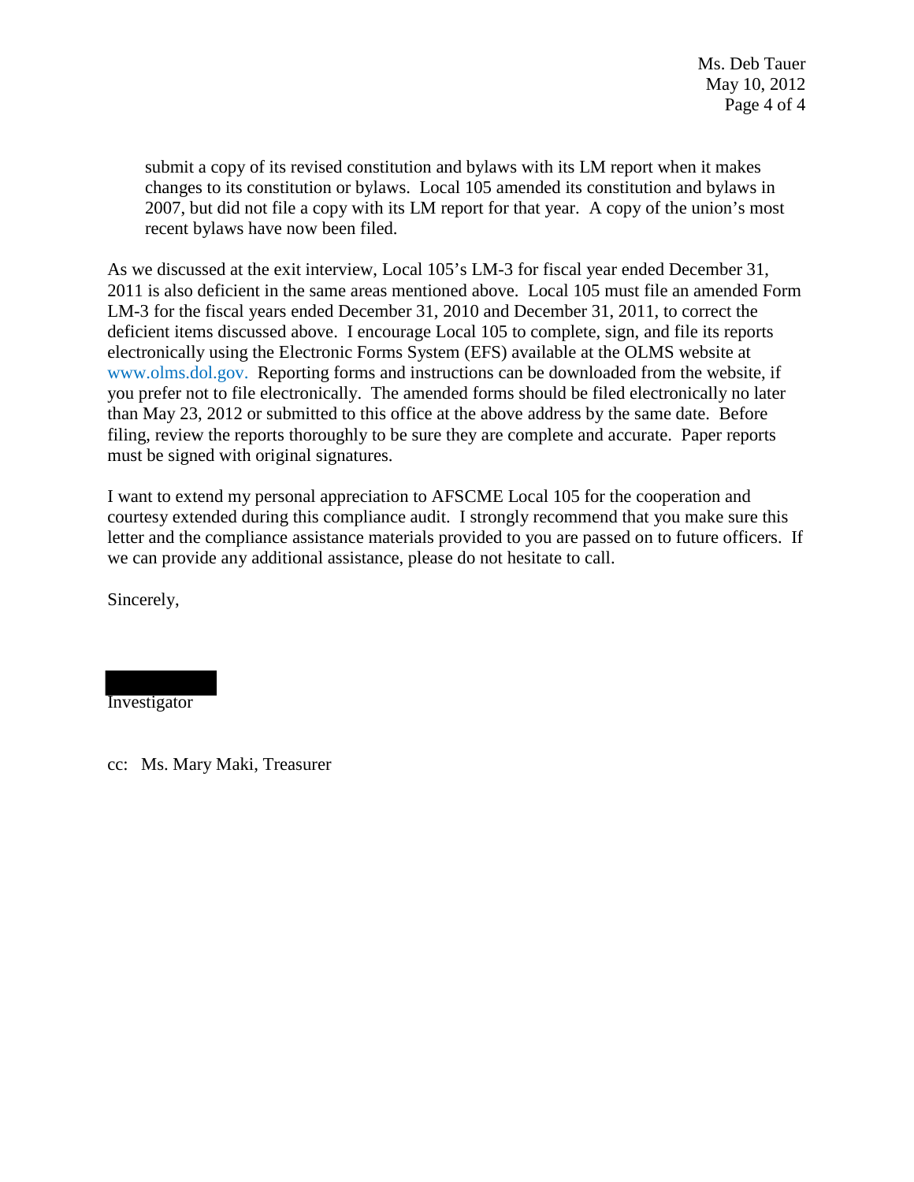submit a copy of its revised constitution and bylaws with its LM report when it makes changes to its constitution or bylaws. Local 105 amended its constitution and bylaws in 2007, but did not file a copy with its LM report for that year. A copy of the union's most recent bylaws have now been filed.

As we discussed at the exit interview, Local 105's LM-3 for fiscal year ended December 31, 2011 is also deficient in the same areas mentioned above. Local 105 must file an amended Form LM-3 for the fiscal years ended December 31, 2010 and December 31, 2011, to correct the deficient items discussed above. I encourage Local 105 to complete, sign, and file its reports electronically using the Electronic Forms System (EFS) available at the OLMS website at www.olms.dol.gov. Reporting forms and instructions can be downloaded from the website, if you prefer not to file electronically. The amended forms should be filed electronically no later than May 23, 2012 or submitted to this office at the above address by the same date. Before filing, review the reports thoroughly to be sure they are complete and accurate. Paper reports must be signed with original signatures.

I want to extend my personal appreciation to AFSCME Local 105 for the cooperation and courtesy extended during this compliance audit. I strongly recommend that you make sure this letter and the compliance assistance materials provided to you are passed on to future officers. If we can provide any additional assistance, please do not hesitate to call.

Sincerely,

Investigator

cc: Ms. Mary Maki, Treasurer